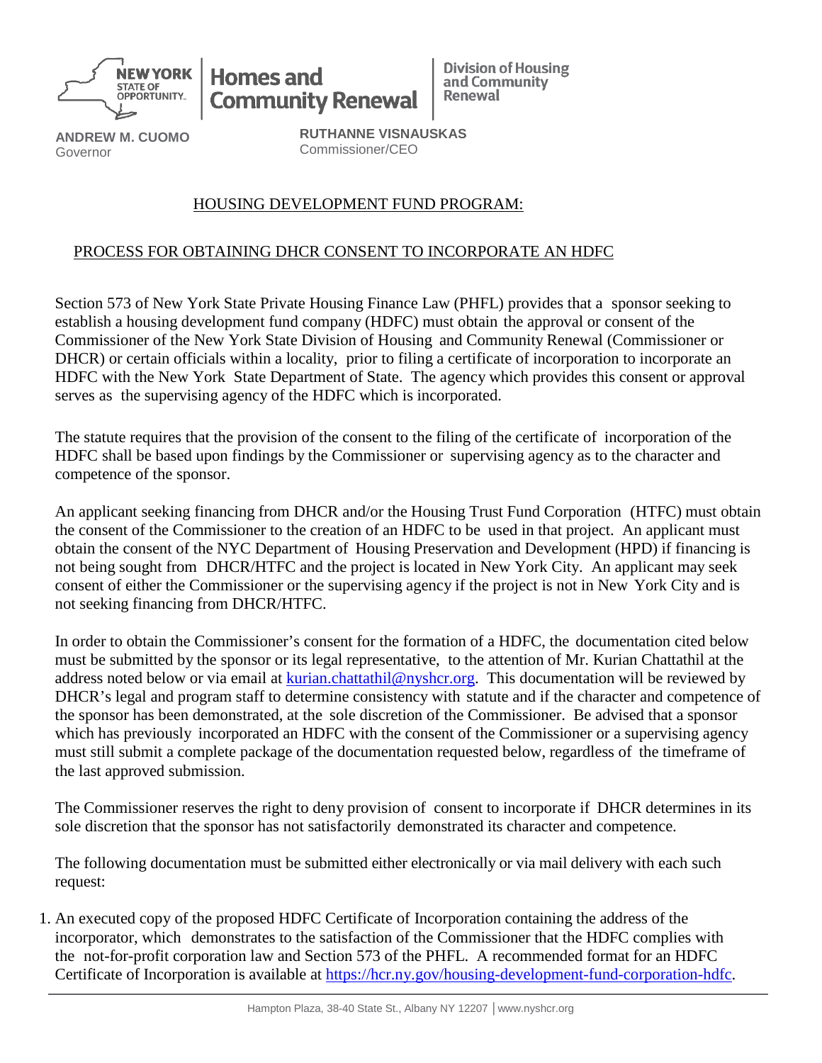NEW YORK STATE OF OPPORTUNITY. | Homes and Community Renewal | Division of Housing and Community Renewal

**ANDREW M. CUOMO**
Governor

**RUTHANNE VISNAUSKAS**
Commissioner/CEO

## HOUSING DEVELOPMENT FUND PROGRAM:

## PROCESS FOR OBTAINING DHCR CONSENT TO INCORPORATE AN HDFC

Section 573 of New York State Private Housing Finance Law (PHFL) provides that a sponsor seeking to establish a housing development fund company (HDFC) must obtain the approval or consent of the Commissioner of the New York State Division of Housing and Community Renewal (Commissioner or DHCR) or certain officials within a locality, prior to filing a certificate of incorporation to incorporate an HDFC with the New York State Department of State. The agency which provides this consent or approval serves as the supervising agency of the HDFC which is incorporated.

The statute requires that the provision of the consent to the filing of the certificate of incorporation of the HDFC shall be based upon findings by the Commissioner or supervising agency as to the character and competence of the sponsor.

An applicant seeking financing from DHCR and/or the Housing Trust Fund Corporation (HTFC) must obtain the consent of the Commissioner to the creation of an HDFC to be used in that project. An applicant must obtain the consent of the NYC Department of Housing Preservation and Development (HPD) if financing is not being sought from DHCR/HTFC and the project is located in New York City. An applicant may seek consent of either the Commissioner or the supervising agency if the project is not in New York City and is not seeking financing from DHCR/HTFC.

In order to obtain the Commissioner's consent for the formation of a HDFC, the documentation cited below must be submitted by the sponsor or its legal representative, to the attention of Mr. Kurian Chattathil at the address noted below or via email at kurian.chattathil@nyshcr.org. This documentation will be reviewed by DHCR's legal and program staff to determine consistency with statute and if the character and competence of the sponsor has been demonstrated, at the sole discretion of the Commissioner. Be advised that a sponsor which has previously incorporated an HDFC with the consent of the Commissioner or a supervising agency must still submit a complete package of the documentation requested below, regardless of the timeframe of the last approved submission.

The Commissioner reserves the right to deny provision of consent to incorporate if DHCR determines in its sole discretion that the sponsor has not satisfactorily demonstrated its character and competence.

The following documentation must be submitted either electronically or via mail delivery with each such request:

1. An executed copy of the proposed HDFC Certificate of Incorporation containing the address of the incorporator, which demonstrates to the satisfaction of the Commissioner that the HDFC complies with the not-for-profit corporation law and Section 573 of the PHFL. A recommended format for an HDFC Certificate of Incorporation is available at https://hcr.ny.gov/housing-development-fund-corporation-hdfc.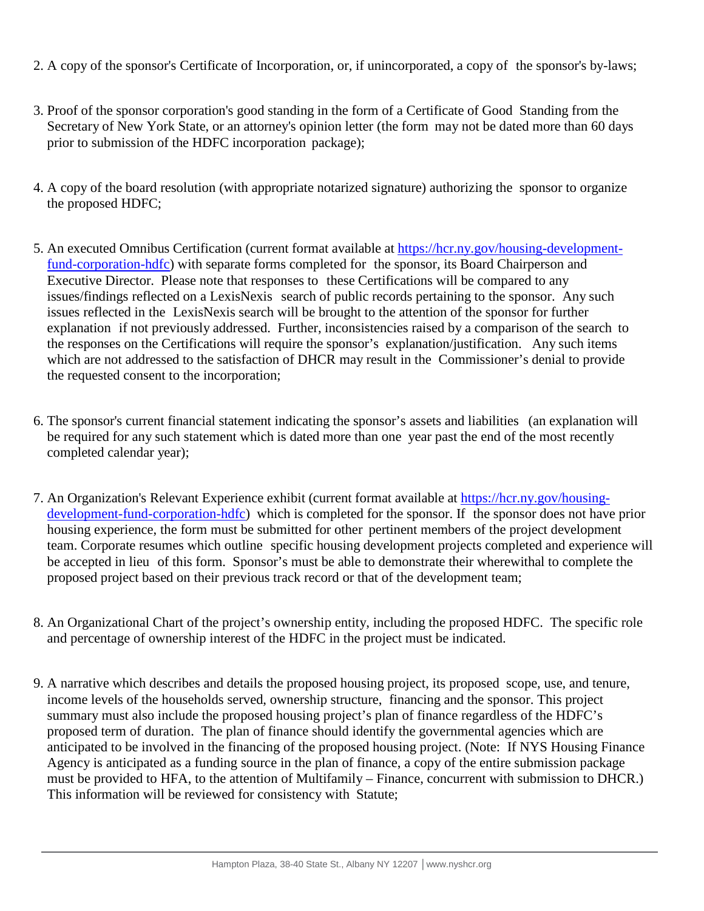2. A copy of the sponsor's Certificate of Incorporation, or, if unincorporated, a copy of the sponsor's by-laws;

3. Proof of the sponsor corporation's good standing in the form of a Certificate of Good Standing from the Secretary of New York State, or an attorney's opinion letter (the form may not be dated more than 60 days prior to submission of the HDFC incorporation package);

4. A copy of the board resolution (with appropriate notarized signature) authorizing the sponsor to organize the proposed HDFC;

5. An executed Omnibus Certification (current format available at [https://hcr.ny.gov/housing-development-fund-corporation-hdfc](https://hcr.ny.gov/housing-development-fund-corporation-hdfc)) with separate forms completed for the sponsor, its Board Chairperson and Executive Director. Please note that responses to these Certifications will be compared to any issues/findings reflected on a LexisNexis search of public records pertaining to the sponsor. Any such issues reflected in the LexisNexis search will be brought to the attention of the sponsor for further explanation if not previously addressed. Further, inconsistencies raised by a comparison of the search to the responses on the Certifications will require the sponsor's explanation/justification. Any such items which are not addressed to the satisfaction of DHCR may result in the Commissioner's denial to provide the requested consent to the incorporation;

6. The sponsor's current financial statement indicating the sponsor's assets and liabilities (an explanation will be required for any such statement which is dated more than one year past the end of the most recently completed calendar year);

7. An Organization's Relevant Experience exhibit (current format available at [https://hcr.ny.gov/housing-development-fund-corporation-hdfc](https://hcr.ny.gov/housing-development-fund-corporation-hdfc)) which is completed for the sponsor. If the sponsor does not have prior housing experience, the form must be submitted for other pertinent members of the project development team. Corporate resumes which outline specific housing development projects completed and experience will be accepted in lieu of this form. Sponsor's must be able to demonstrate their wherewithal to complete the proposed project based on their previous track record or that of the development team;

8. An Organizational Chart of the project's ownership entity, including the proposed HDFC. The specific role and percentage of ownership interest of the HDFC in the project must be indicated.

9. A narrative which describes and details the proposed housing project, its proposed scope, use, and tenure, income levels of the households served, ownership structure, financing and the sponsor. This project summary must also include the proposed housing project's plan of finance regardless of the HDFC's proposed term of duration. The plan of finance should identify the governmental agencies which are anticipated to be involved in the financing of the proposed housing project. (Note: If NYS Housing Finance Agency is anticipated as a funding source in the plan of finance, a copy of the entire submission package must be provided to HFA, to the attention of Multifamily – Finance, concurrent with submission to DHCR.) This information will be reviewed for consistency with Statute;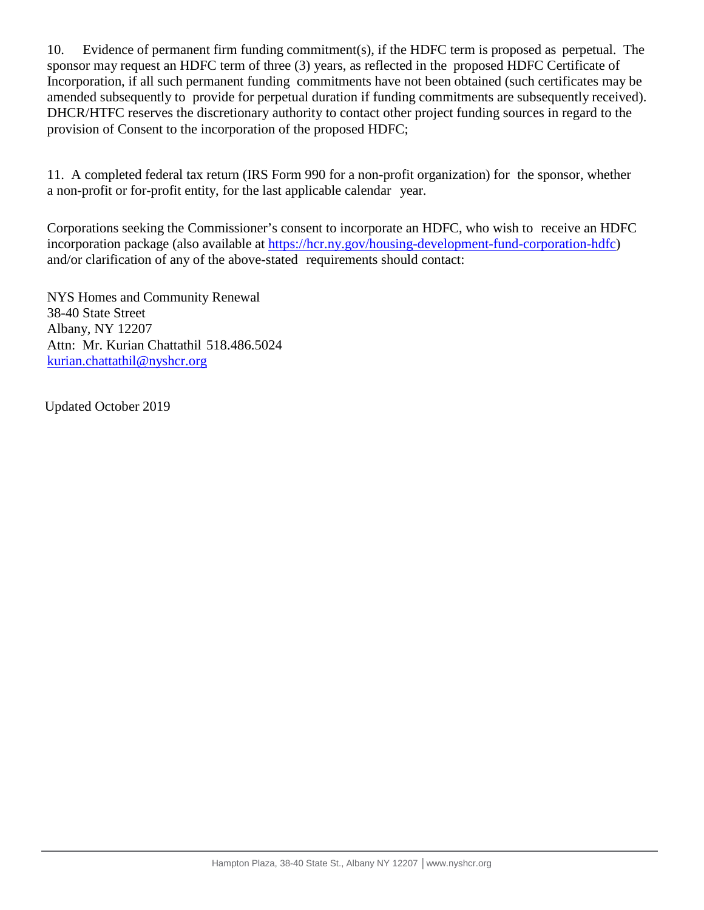10. Evidence of permanent firm funding commitment(s), if the HDFC term is proposed as perpetual. The sponsor may request an HDFC term of three (3) years, as reflected in the proposed HDFC Certificate of Incorporation, if all such permanent funding commitments have not been obtained (such certificates may be amended subsequently to provide for perpetual duration if funding commitments are subsequently received). DHCR/HTFC reserves the discretionary authority to contact other project funding sources in regard to the provision of Consent to the incorporation of the proposed HDFC;

11. A completed federal tax return (IRS Form 990 for a non-profit organization) for the sponsor, whether a non-profit or for-profit entity, for the last applicable calendar year.

Corporations seeking the Commissioner's consent to incorporate an HDFC, who wish to receive an HDFC incorporation package (also available at [https://hcr.ny.gov/housing-development-fund-corporation-hdfc](https://hcr.ny.gov/housing-development-fund-corporation-hdfc)) and/or clarification of any of the above-stated requirements should contact:

NYS Homes and Community Renewal
38-40 State Street
Albany, NY 12207
Attn: Mr. Kurian Chattathil 518.486.5024
[kurian.chattathil@nyshcr.org](mailto:kurian.chattathil@nyshcr.org)

Updated October 2019